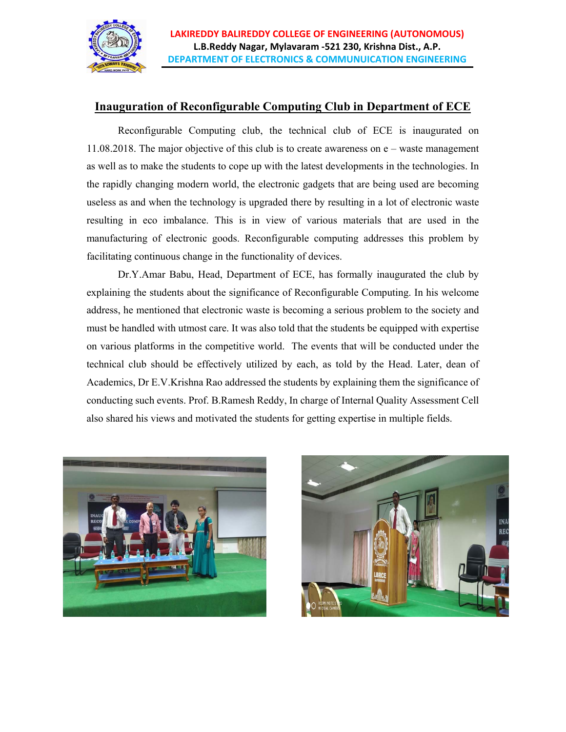**LAKIREDDY BALIREDDY COLLEGE OF ENGINEERING (AUTONOMOUS)**
**L.B.Reddy Nagar, Mylavaram -521 230, Krishna Dist., A.P.**
**DEPARTMENT OF ELECTRONICS & COMMUNUICATION ENGINEERING**

# Inauguration of Reconfigurable Computing Club in Department of ECE

Reconfigurable Computing club, the technical club of ECE is inaugurated on 11.08.2018. The major objective of this club is to create awareness on e – waste management as well as to make the students to cope up with the latest developments in the technologies. In the rapidly changing modern world, the electronic gadgets that are being used are becoming useless as and when the technology is upgraded there by resulting in a lot of electronic waste resulting in eco imbalance. This is in view of various materials that are used in the manufacturing of electronic goods. Reconfigurable computing addresses this problem by facilitating continuous change in the functionality of devices.

Dr.Y.Amar Babu, Head, Department of ECE, has formally inaugurated the club by explaining the students about the significance of Reconfigurable Computing. In his welcome address, he mentioned that electronic waste is becoming a serious problem to the society and must be handled with utmost care. It was also told that the students be equipped with expertise on various platforms in the competitive world. The events that will be conducted under the technical club should be effectively utilized by each, as told by the Head. Later, dean of Academics, Dr E.V.Krishna Rao addressed the students by explaining them the significance of conducting such events. Prof. B.Ramesh Reddy, In charge of Internal Quality Assessment Cell also shared his views and motivated the students for getting expertise in multiple fields.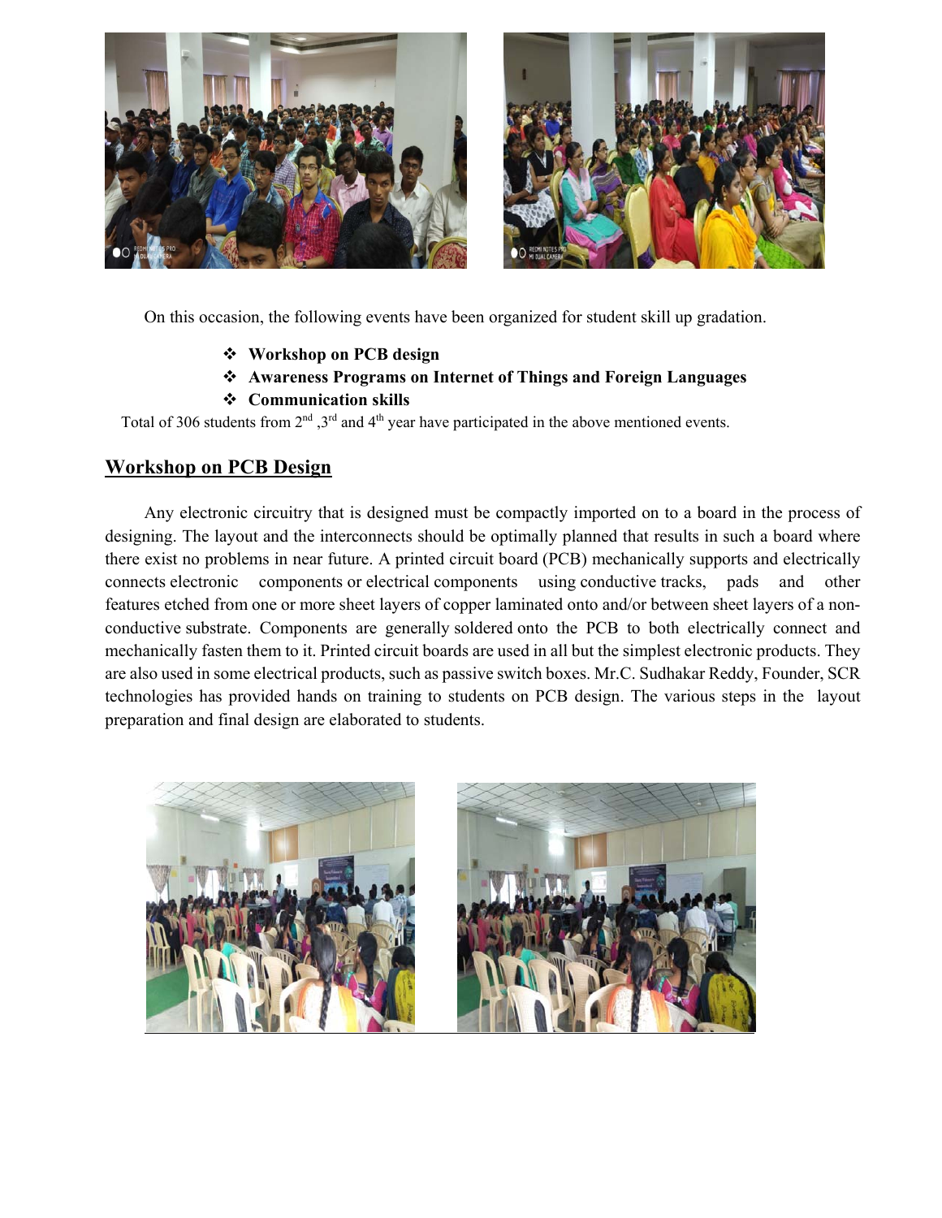On this occasion, the following events have been organized for student skill up gradation.

- **Workshop on PCB design**
- **Awareness Programs on Internet of Things and Foreign Languages**
- **Communication skills**

Total of 306 students from 2nd ,3rd and 4th year have participated in the above mentioned events.

## Workshop on PCB Design

Any electronic circuitry that is designed must be compactly imported on to a board in the process of designing. The layout and the interconnects should be optimally planned that results in such a board where there exist no problems in near future. A printed circuit board (PCB) mechanically supports and electrically connects electronic components or electrical components using conductive tracks, pads and other features etched from one or more sheet layers of copper laminated onto and/or between sheet layers of a non-conductive substrate. Components are generally soldered onto the PCB to both electrically connect and mechanically fasten them to it. Printed circuit boards are used in all but the simplest electronic products. They are also used in some electrical products, such as passive switch boxes. Mr.C. Sudhakar Reddy, Founder, SCR technologies has provided hands on training to students on PCB design. The various steps in the layout preparation and final design are elaborated to students.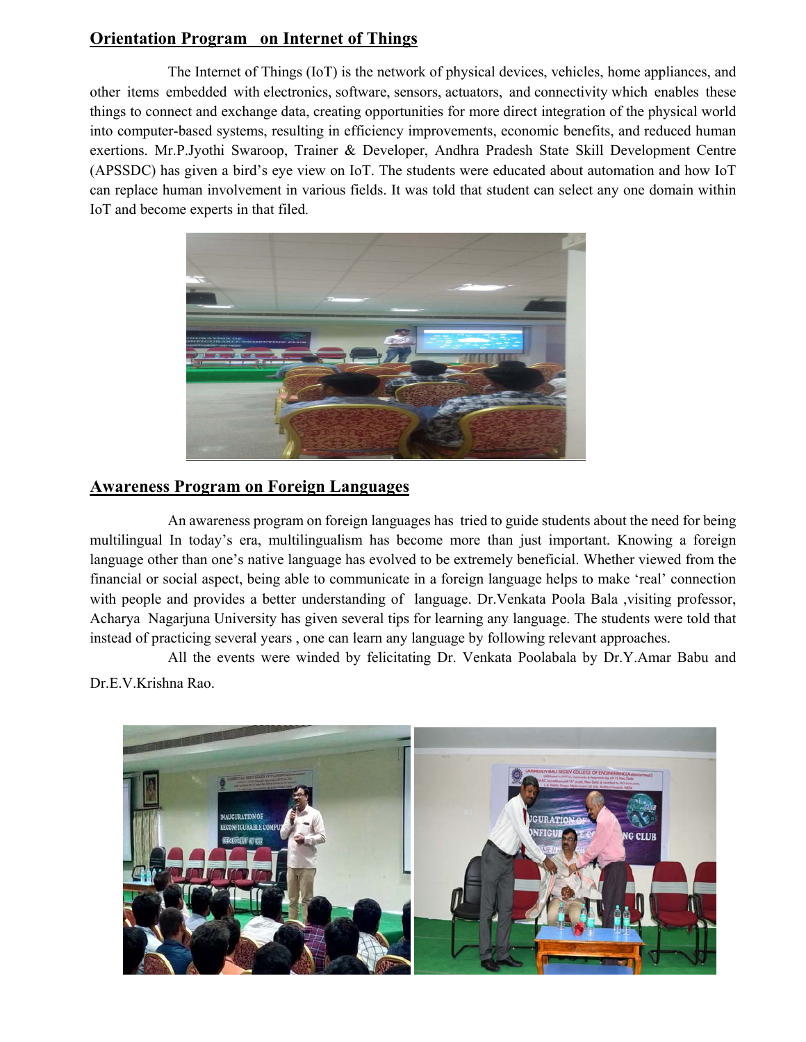## Orientation Program on Internet of Things

The Internet of Things (IoT) is the network of physical devices, vehicles, home appliances, and other items embedded with electronics, software, sensors, actuators, and connectivity which enables these things to connect and exchange data, creating opportunities for more direct integration of the physical world into computer-based systems, resulting in efficiency improvements, economic benefits, and reduced human exertions. Mr.P.Jyothi Swaroop, Trainer & Developer, Andhra Pradesh State Skill Development Centre (APSSDC) has given a bird's eye view on IoT. The students were educated about automation and how IoT can replace human involvement in various fields. It was told that student can select any one domain within IoT and become experts in that filed.

## Awareness Program on Foreign Languages

An awareness program on foreign languages has tried to guide students about the need for being multilingual In today's era, multilingualism has become more than just important. Knowing a foreign language other than one's native language has evolved to be extremely beneficial. Whether viewed from the financial or social aspect, being able to communicate in a foreign language helps to make 'real' connection with people and provides a better understanding of language. Dr.Venkata Poola Bala ,visiting professor, Acharya Nagarjuna University has given several tips for learning any language. The students were told that instead of practicing several years , one can learn any language by following relevant approaches.

All the events were winded by felicitating Dr. Venkata Poolabala by Dr.Y.Amar Babu and Dr.E.V.Krishna Rao.